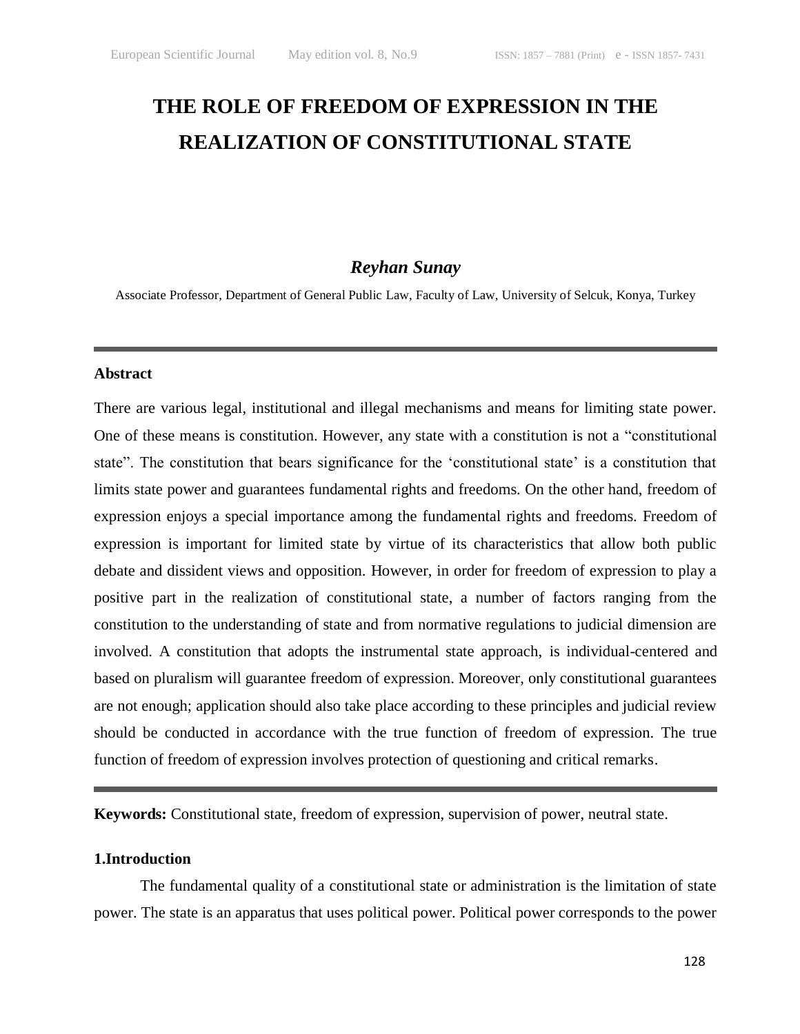# THE ROLE OF FREEDOM OF EXPRESSION IN THE REALIZATION OF CONSTITUTIONAL STATE

***Reyhan Sunay***

Associate Professor, Department of General Public Law, Faculty of Law, University of Selcuk, Konya, Turkey

---

## Abstract

There are various legal, institutional and illegal mechanisms and means for limiting state power. One of these means is constitution. However, any state with a constitution is not a "constitutional state". The constitution that bears significance for the 'constitutional state' is a constitution that limits state power and guarantees fundamental rights and freedoms. On the other hand, freedom of expression enjoys a special importance among the fundamental rights and freedoms. Freedom of expression is important for limited state by virtue of its characteristics that allow both public debate and dissident views and opposition. However, in order for freedom of expression to play a positive part in the realization of constitutional state, a number of factors ranging from the constitution to the understanding of state and from normative regulations to judicial dimension are involved. A constitution that adopts the instrumental state approach, is individual-centered and based on pluralism will guarantee freedom of expression. Moreover, only constitutional guarantees are not enough; application should also take place according to these principles and judicial review should be conducted in accordance with the true function of freedom of expression. The true function of freedom of expression involves protection of questioning and critical remarks.

---

**Keywords:** Constitutional state, freedom of expression, supervision of power, neutral state.

## 1.Introduction

The fundamental quality of a constitutional state or administration is the limitation of state power. The state is an apparatus that uses political power. Political power corresponds to the power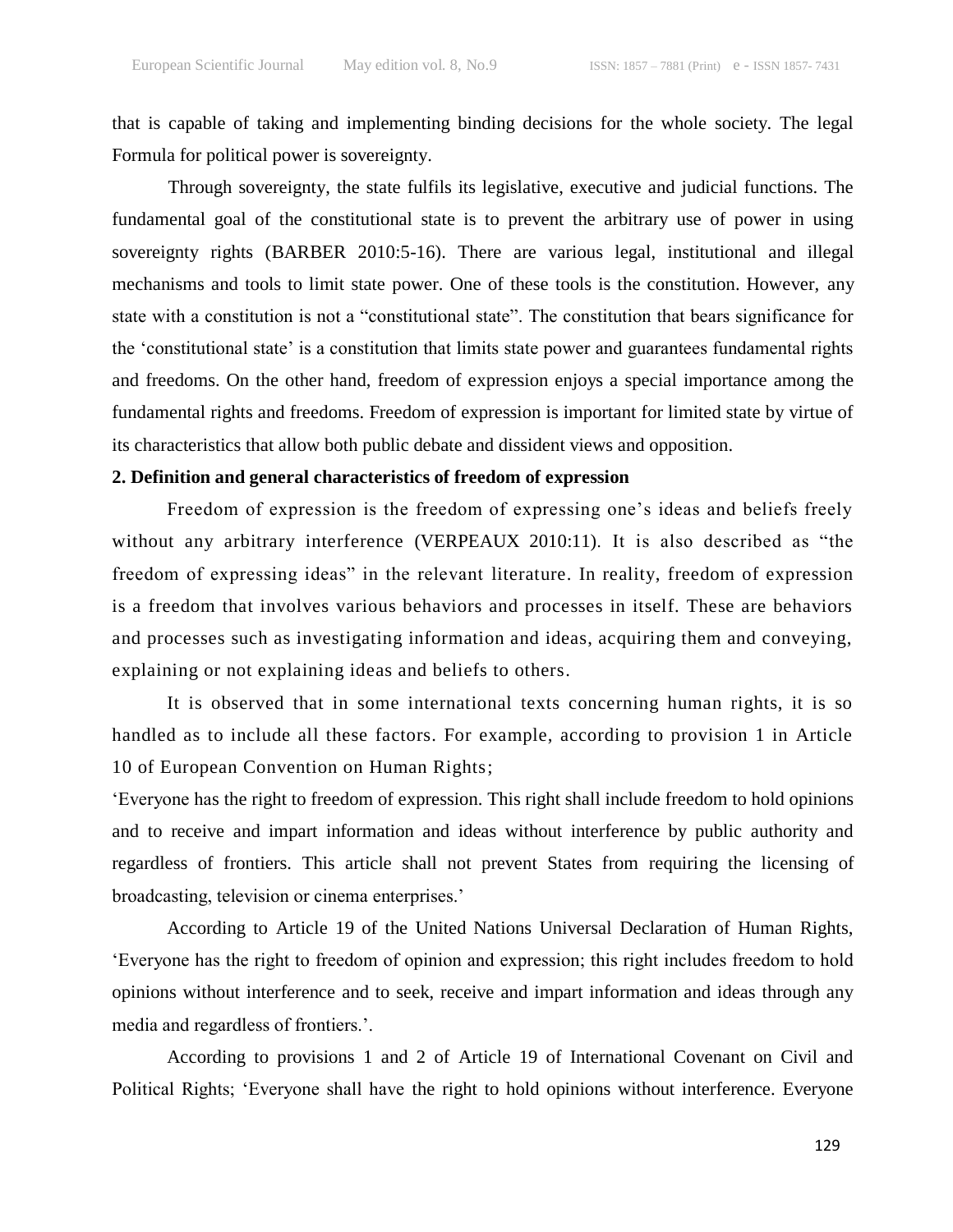that is capable of taking and implementing binding decisions for the whole society. The legal Formula for political power is sovereignty.

Through sovereignty, the state fulfils its legislative, executive and judicial functions. The fundamental goal of the constitutional state is to prevent the arbitrary use of power in using sovereignty rights (BARBER 2010:5-16). There are various legal, institutional and illegal mechanisms and tools to limit state power. One of these tools is the constitution. However, any state with a constitution is not a "constitutional state". The constitution that bears significance for the 'constitutional state' is a constitution that limits state power and guarantees fundamental rights and freedoms. On the other hand, freedom of expression enjoys a special importance among the fundamental rights and freedoms. Freedom of expression is important for limited state by virtue of its characteristics that allow both public debate and dissident views and opposition.

**2. Definition and general characteristics of freedom of expression**

Freedom of expression is the freedom of expressing one's ideas and beliefs freely without any arbitrary interference (VERPEAUX 2010:11). It is also described as "the freedom of expressing ideas" in the relevant literature. In reality, freedom of expression is a freedom that involves various behaviors and processes in itself. These are behaviors and processes such as investigating information and ideas, acquiring them and conveying, explaining or not explaining ideas and beliefs to others.

It is observed that in some international texts concerning human rights, it is so handled as to include all these factors. For example, according to provision 1 in Article 10 of European Convention on Human Rights;

'Everyone has the right to freedom of expression. This right shall include freedom to hold opinions and to receive and impart information and ideas without interference by public authority and regardless of frontiers. This article shall not prevent States from requiring the licensing of broadcasting, television or cinema enterprises.'

According to Article 19 of the United Nations Universal Declaration of Human Rights, 'Everyone has the right to freedom of opinion and expression; this right includes freedom to hold opinions without interference and to seek, receive and impart information and ideas through any media and regardless of frontiers.'.

According to provisions 1 and 2 of Article 19 of International Covenant on Civil and Political Rights; 'Everyone shall have the right to hold opinions without interference. Everyone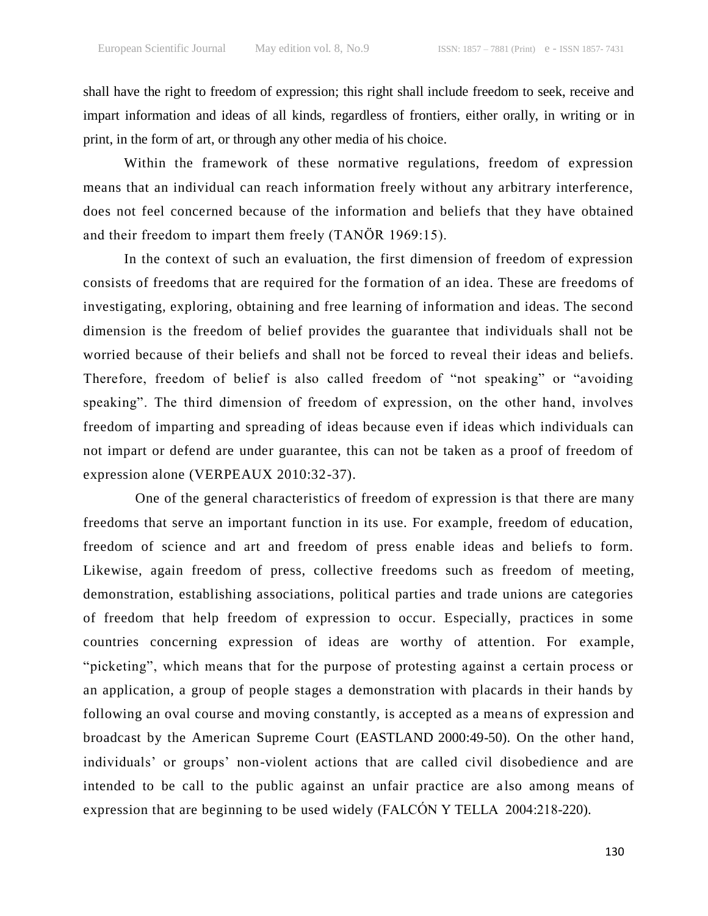shall have the right to freedom of expression; this right shall include freedom to seek, receive and impart information and ideas of all kinds, regardless of frontiers, either orally, in writing or in print, in the form of art, or through any other media of his choice.

Within the framework of these normative regulations, freedom of expression means that an individual can reach information freely without any arbitrary interference, does not feel concerned because of the information and beliefs that they have obtained and their freedom to impart them freely (TANÖR 1969:15).

In the context of such an evaluation, the first dimension of freedom of expression consists of freedoms that are required for the formation of an idea. These are freedoms of investigating, exploring, obtaining and free learning of information and ideas. The second dimension is the freedom of belief provides the guarantee that individuals shall not be worried because of their beliefs and shall not be forced to reveal their ideas and beliefs. Therefore, freedom of belief is also called freedom of "not speaking" or "avoiding speaking". The third dimension of freedom of expression, on the other hand, involves freedom of imparting and spreading of ideas because even if ideas which individuals can not impart or defend are under guarantee, this can not be taken as a proof of freedom of expression alone (VERPEAUX 2010:32-37).

One of the general characteristics of freedom of expression is that there are many freedoms that serve an important function in its use. For example, freedom of education, freedom of science and art and freedom of press enable ideas and beliefs to form. Likewise, again freedom of press, collective freedoms such as freedom of meeting, demonstration, establishing associations, political parties and trade unions are categories of freedom that help freedom of expression to occur. Especially, practices in some countries concerning expression of ideas are worthy of attention. For example, "picketing", which means that for the purpose of protesting against a certain process or an application, a group of people stages a demonstration with placards in their hands by following an oval course and moving constantly, is accepted as a means of expression and broadcast by the American Supreme Court (EASTLAND 2000:49-50). On the other hand, individuals' or groups' non-violent actions that are called civil disobedience and are intended to be call to the public against an unfair practice are also among means of expression that are beginning to be used widely (FALCÓN Y TELLA 2004:218-220).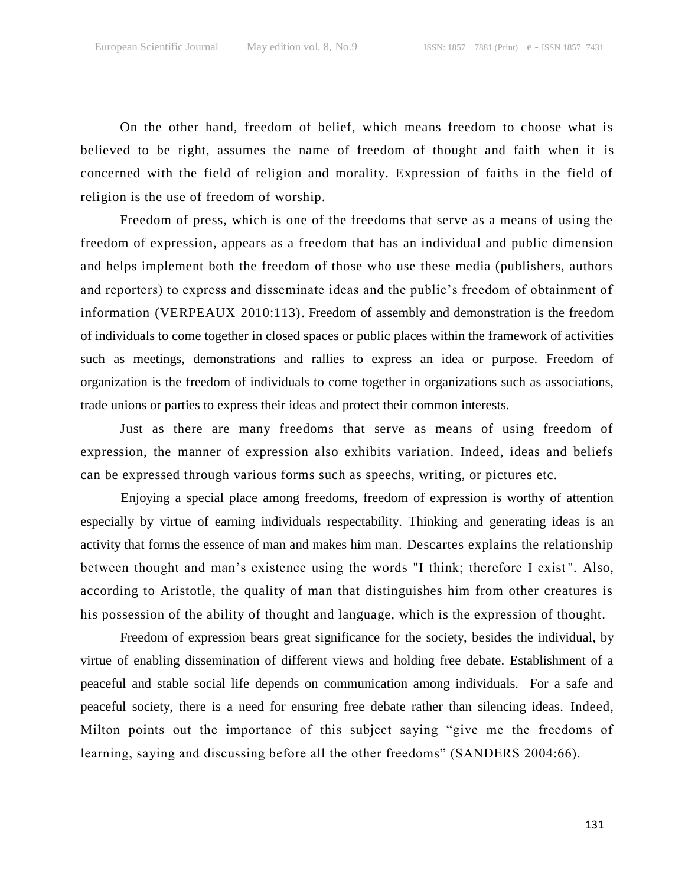On the other hand, freedom of belief, which means freedom to choose what is believed to be right, assumes the name of freedom of thought and faith when it is concerned with the field of religion and morality. Expression of faiths in the field of religion is the use of freedom of worship.

Freedom of press, which is one of the freedoms that serve as a means of using the freedom of expression, appears as a freedom that has an individual and public dimension and helps implement both the freedom of those who use these media (publishers, authors and reporters) to express and disseminate ideas and the public's freedom of obtainment of information (VERPEAUX 2010:113). Freedom of assembly and demonstration is the freedom of individuals to come together in closed spaces or public places within the framework of activities such as meetings, demonstrations and rallies to express an idea or purpose. Freedom of organization is the freedom of individuals to come together in organizations such as associations, trade unions or parties to express their ideas and protect their common interests.

Just as there are many freedoms that serve as means of using freedom of expression, the manner of expression also exhibits variation. Indeed, ideas and beliefs can be expressed through various forms such as speechs, writing, or pictures etc.

Enjoying a special place among freedoms, freedom of expression is worthy of attention especially by virtue of earning individuals respectability. Thinking and generating ideas is an activity that forms the essence of man and makes him man. Descartes explains the relationship between thought and man's existence using the words "I think; therefore I exist". Also, according to Aristotle, the quality of man that distinguishes him from other creatures is his possession of the ability of thought and language, which is the expression of thought.

Freedom of expression bears great significance for the society, besides the individual, by virtue of enabling dissemination of different views and holding free debate. Establishment of a peaceful and stable social life depends on communication among individuals. For a safe and peaceful society, there is a need for ensuring free debate rather than silencing ideas. Indeed, Milton points out the importance of this subject saying "give me the freedoms of learning, saying and discussing before all the other freedoms" (SANDERS 2004:66).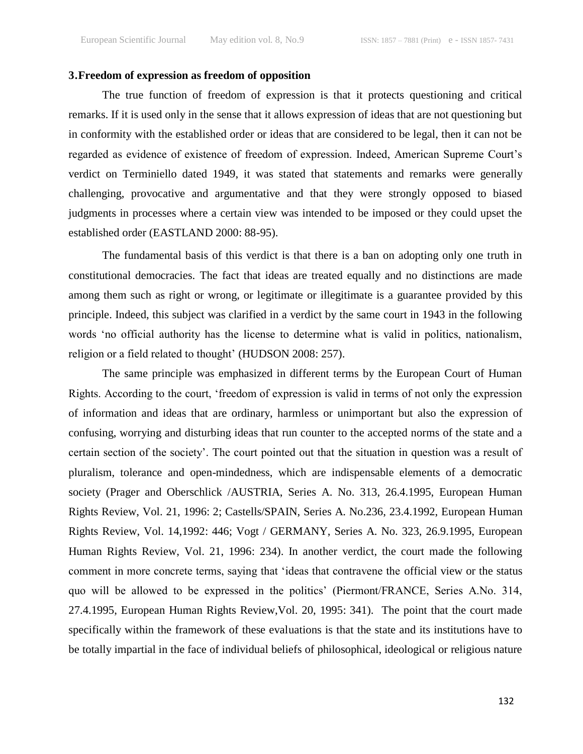## 3. Freedom of expression as freedom of opposition

The true function of freedom of expression is that it protects questioning and critical remarks. If it is used only in the sense that it allows expression of ideas that are not questioning but in conformity with the established order or ideas that are considered to be legal, then it can not be regarded as evidence of existence of freedom of expression. Indeed, American Supreme Court's verdict on Terminiello dated 1949, it was stated that statements and remarks were generally challenging, provocative and argumentative and that they were strongly opposed to biased judgments in processes where a certain view was intended to be imposed or they could upset the established order (EASTLAND 2000: 88-95).

The fundamental basis of this verdict is that there is a ban on adopting only one truth in constitutional democracies. The fact that ideas are treated equally and no distinctions are made among them such as right or wrong, or legitimate or illegitimate is a guarantee provided by this principle. Indeed, this subject was clarified in a verdict by the same court in 1943 in the following words 'no official authority has the license to determine what is valid in politics, nationalism, religion or a field related to thought' (HUDSON 2008: 257).

The same principle was emphasized in different terms by the European Court of Human Rights. According to the court, 'freedom of expression is valid in terms of not only the expression of information and ideas that are ordinary, harmless or unimportant but also the expression of confusing, worrying and disturbing ideas that run counter to the accepted norms of the state and a certain section of the society'. The court pointed out that the situation in question was a result of pluralism, tolerance and open-mindedness, which are indispensable elements of a democratic society (Prager and Oberschlick /AUSTRIA, Series A. No. 313, 26.4.1995, European Human Rights Review, Vol. 21, 1996: 2; Castells/SPAIN, Series A. No.236, 23.4.1992, European Human Rights Review, Vol. 14,1992: 446; Vogt / GERMANY, Series A. No. 323, 26.9.1995, European Human Rights Review, Vol. 21, 1996: 234). In another verdict, the court made the following comment in more concrete terms, saying that 'ideas that contravene the official view or the status quo will be allowed to be expressed in the politics' (Piermont/FRANCE, Series A.No. 314, 27.4.1995, European Human Rights Review,Vol. 20, 1995: 341). The point that the court made specifically within the framework of these evaluations is that the state and its institutions have to be totally impartial in the face of individual beliefs of philosophical, ideological or religious nature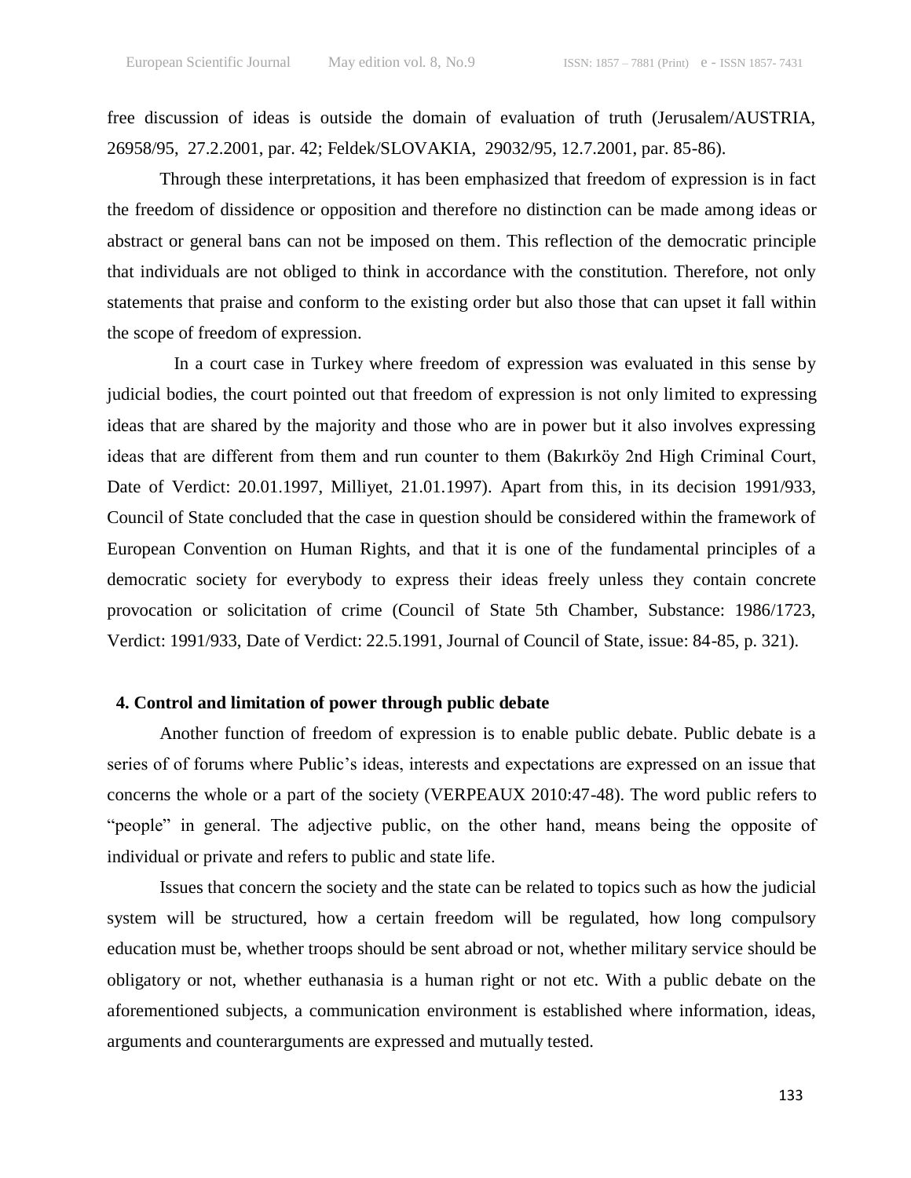free discussion of ideas is outside the domain of evaluation of truth (Jerusalem/AUSTRIA, 26958/95, 27.2.2001, par. 42; Feldek/SLOVAKIA, 29032/95, 12.7.2001, par. 85-86).

Through these interpretations, it has been emphasized that freedom of expression is in fact the freedom of dissidence or opposition and therefore no distinction can be made among ideas or abstract or general bans can not be imposed on them. This reflection of the democratic principle that individuals are not obliged to think in accordance with the constitution. Therefore, not only statements that praise and conform to the existing order but also those that can upset it fall within the scope of freedom of expression.

In a court case in Turkey where freedom of expression was evaluated in this sense by judicial bodies, the court pointed out that freedom of expression is not only limited to expressing ideas that are shared by the majority and those who are in power but it also involves expressing ideas that are different from them and run counter to them (Bakırköy 2nd High Criminal Court, Date of Verdict: 20.01.1997, Milliyet, 21.01.1997). Apart from this, in its decision 1991/933, Council of State concluded that the case in question should be considered within the framework of European Convention on Human Rights, and that it is one of the fundamental principles of a democratic society for everybody to express their ideas freely unless they contain concrete provocation or solicitation of crime (Council of State 5th Chamber, Substance: 1986/1723, Verdict: 1991/933, Date of Verdict: 22.5.1991, Journal of Council of State, issue: 84-85, p. 321).

## 4. Control and limitation of power through public debate

Another function of freedom of expression is to enable public debate. Public debate is a series of of forums where Public's ideas, interests and expectations are expressed on an issue that concerns the whole or a part of the society (VERPEAUX 2010:47-48). The word public refers to "people" in general. The adjective public, on the other hand, means being the opposite of individual or private and refers to public and state life.

Issues that concern the society and the state can be related to topics such as how the judicial system will be structured, how a certain freedom will be regulated, how long compulsory education must be, whether troops should be sent abroad or not, whether military service should be obligatory or not, whether euthanasia is a human right or not etc. With a public debate on the aforementioned subjects, a communication environment is established where information, ideas, arguments and counterarguments are expressed and mutually tested.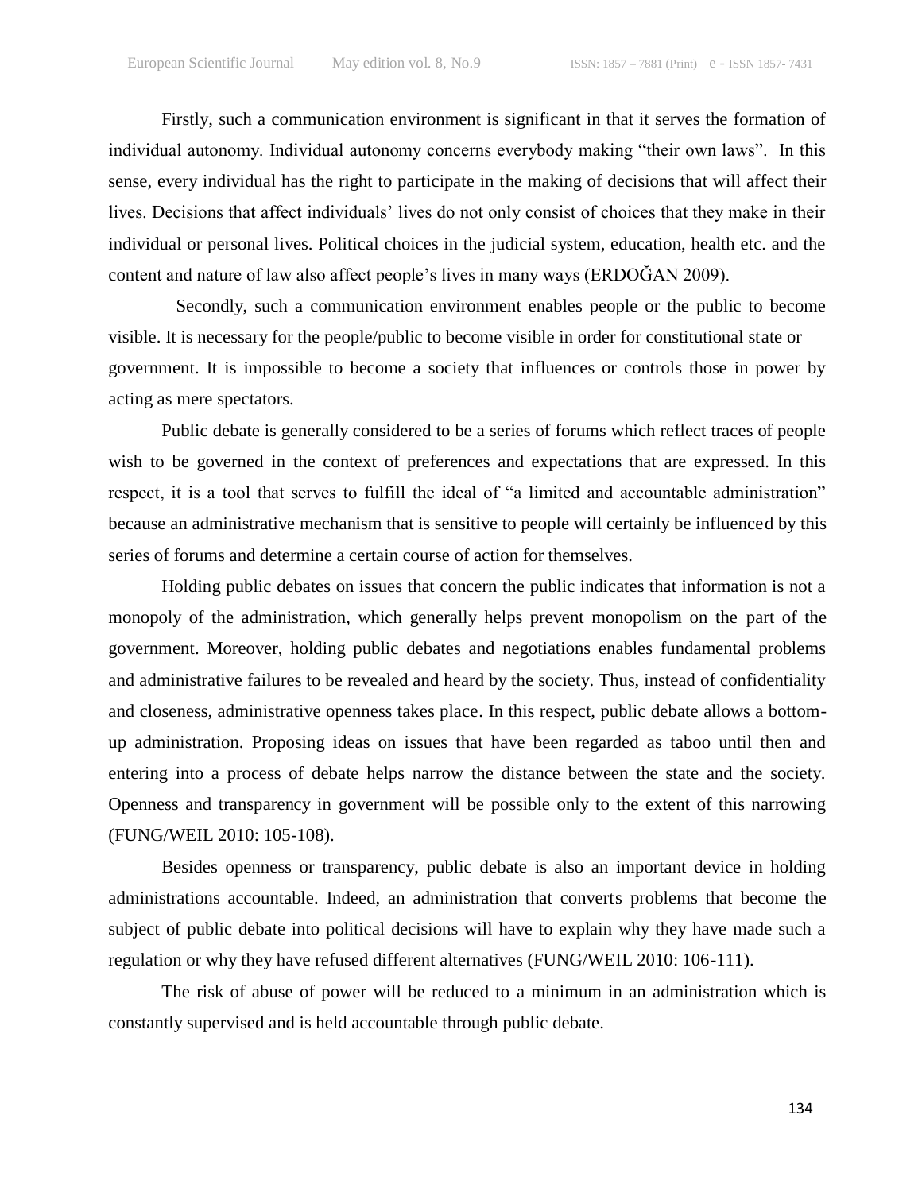Firstly, such a communication environment is significant in that it serves the formation of individual autonomy. Individual autonomy concerns everybody making "their own laws". In this sense, every individual has the right to participate in the making of decisions that will affect their lives. Decisions that affect individuals' lives do not only consist of choices that they make in their individual or personal lives. Political choices in the judicial system, education, health etc. and the content and nature of law also affect people's lives in many ways (ERDOĞAN 2009).

Secondly, such a communication environment enables people or the public to become visible. It is necessary for the people/public to become visible in order for constitutional state or government. It is impossible to become a society that influences or controls those in power by acting as mere spectators.

Public debate is generally considered to be a series of forums which reflect traces of people wish to be governed in the context of preferences and expectations that are expressed. In this respect, it is a tool that serves to fulfill the ideal of "a limited and accountable administration" because an administrative mechanism that is sensitive to people will certainly be influenced by this series of forums and determine a certain course of action for themselves.

Holding public debates on issues that concern the public indicates that information is not a monopoly of the administration, which generally helps prevent monopolism on the part of the government. Moreover, holding public debates and negotiations enables fundamental problems and administrative failures to be revealed and heard by the society. Thus, instead of confidentiality and closeness, administrative openness takes place. In this respect, public debate allows a bottom-up administration. Proposing ideas on issues that have been regarded as taboo until then and entering into a process of debate helps narrow the distance between the state and the society. Openness and transparency in government will be possible only to the extent of this narrowing (FUNG/WEIL 2010: 105-108).

Besides openness or transparency, public debate is also an important device in holding administrations accountable. Indeed, an administration that converts problems that become the subject of public debate into political decisions will have to explain why they have made such a regulation or why they have refused different alternatives (FUNG/WEIL 2010: 106-111).

The risk of abuse of power will be reduced to a minimum in an administration which is constantly supervised and is held accountable through public debate.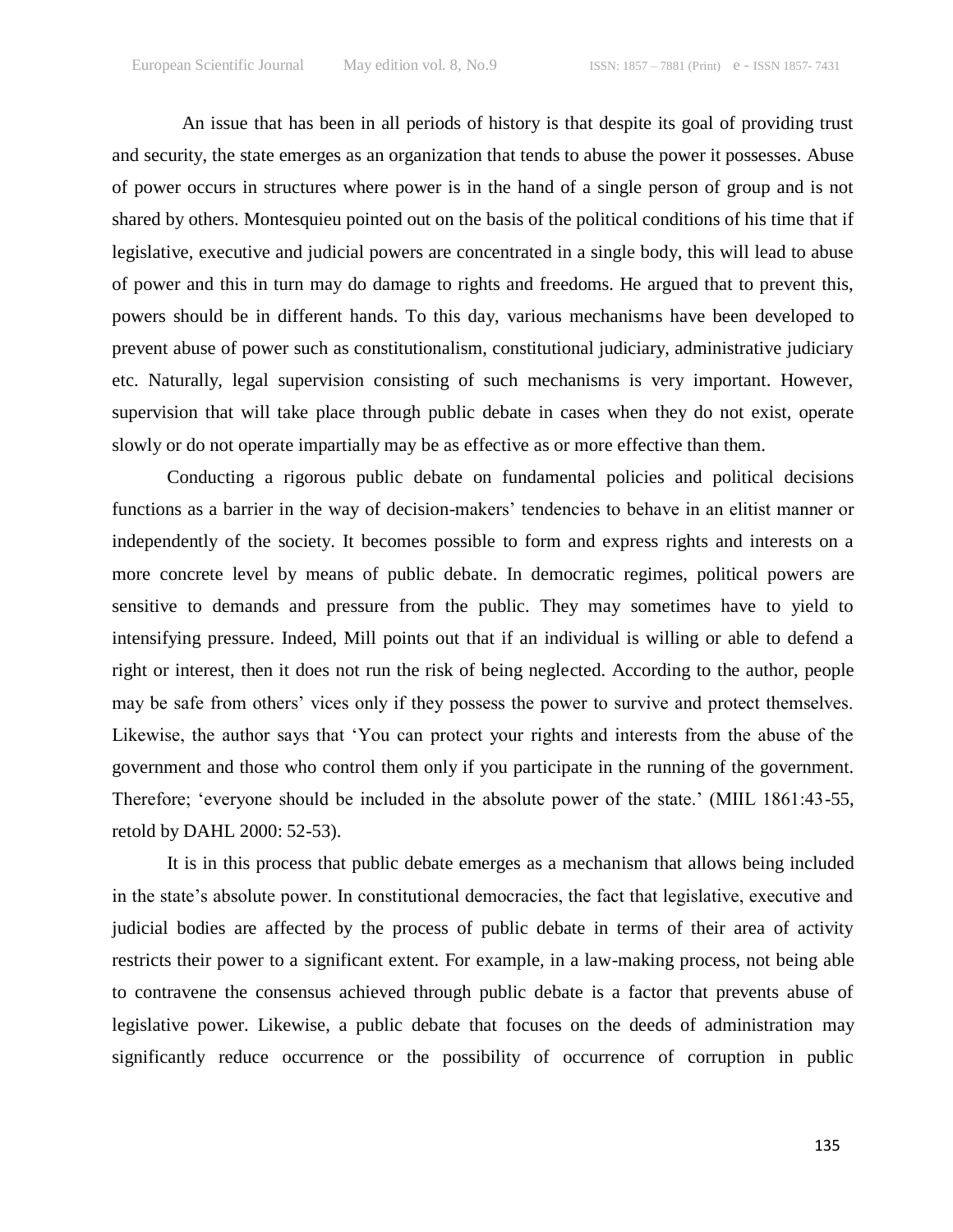An issue that has been in all periods of history is that despite its goal of providing trust and security, the state emerges as an organization that tends to abuse the power it possesses. Abuse of power occurs in structures where power is in the hand of a single person of group and is not shared by others. Montesquieu pointed out on the basis of the political conditions of his time that if legislative, executive and judicial powers are concentrated in a single body, this will lead to abuse of power and this in turn may do damage to rights and freedoms. He argued that to prevent this, powers should be in different hands. To this day, various mechanisms have been developed to prevent abuse of power such as constitutionalism, constitutional judiciary, administrative judiciary etc. Naturally, legal supervision consisting of such mechanisms is very important. However, supervision that will take place through public debate in cases when they do not exist, operate slowly or do not operate impartially may be as effective as or more effective than them.

Conducting a rigorous public debate on fundamental policies and political decisions functions as a barrier in the way of decision-makers' tendencies to behave in an elitist manner or independently of the society. It becomes possible to form and express rights and interests on a more concrete level by means of public debate. In democratic regimes, political powers are sensitive to demands and pressure from the public. They may sometimes have to yield to intensifying pressure. Indeed, Mill points out that if an individual is willing or able to defend a right or interest, then it does not run the risk of being neglected. According to the author, people may be safe from others' vices only if they possess the power to survive and protect themselves. Likewise, the author says that 'You can protect your rights and interests from the abuse of the government and those who control them only if you participate in the running of the government. Therefore; 'everyone should be included in the absolute power of the state.' (MIIL 1861:43-55, retold by DAHL 2000: 52-53).

It is in this process that public debate emerges as a mechanism that allows being included in the state's absolute power. In constitutional democracies, the fact that legislative, executive and judicial bodies are affected by the process of public debate in terms of their area of activity restricts their power to a significant extent. For example, in a law-making process, not being able to contravene the consensus achieved through public debate is a factor that prevents abuse of legislative power. Likewise, a public debate that focuses on the deeds of administration may significantly reduce occurrence or the possibility of occurrence of corruption in public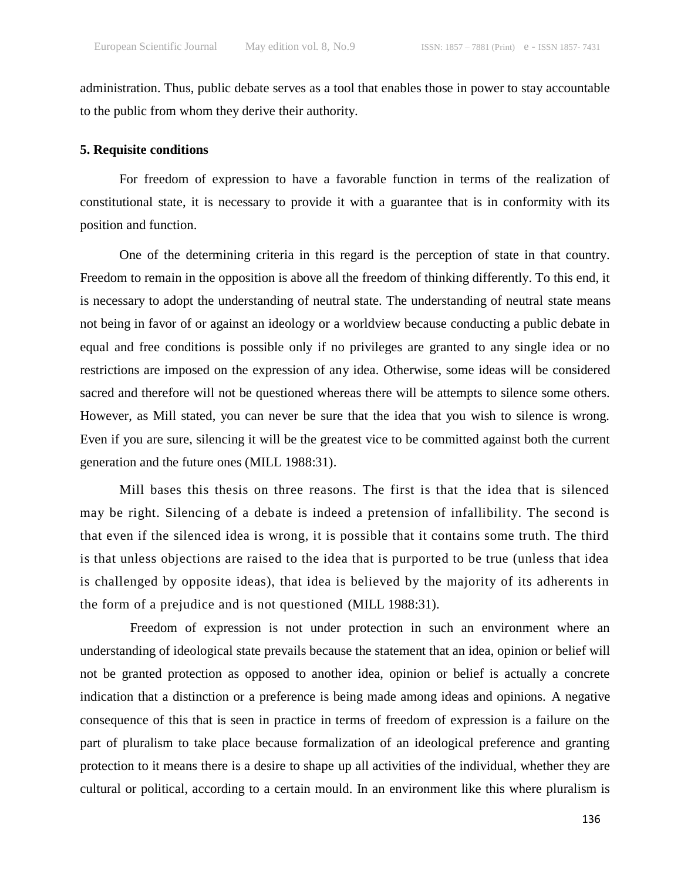administration. Thus, public debate serves as a tool that enables those in power to stay accountable to the public from whom they derive their authority.

**5. Requisite conditions**

For freedom of expression to have a favorable function in terms of the realization of constitutional state, it is necessary to provide it with a guarantee that is in conformity with its position and function.

One of the determining criteria in this regard is the perception of state in that country. Freedom to remain in the opposition is above all the freedom of thinking differently. To this end, it is necessary to adopt the understanding of neutral state. The understanding of neutral state means not being in favor of or against an ideology or a worldview because conducting a public debate in equal and free conditions is possible only if no privileges are granted to any single idea or no restrictions are imposed on the expression of any idea. Otherwise, some ideas will be considered sacred and therefore will not be questioned whereas there will be attempts to silence some others. However, as Mill stated, you can never be sure that the idea that you wish to silence is wrong. Even if you are sure, silencing it will be the greatest vice to be committed against both the current generation and the future ones (MILL 1988:31).

Mill bases this thesis on three reasons. The first is that the idea that is silenced may be right. Silencing of a debate is indeed a pretension of infallibility. The second is that even if the silenced idea is wrong, it is possible that it contains some truth. The third is that unless objections are raised to the idea that is purported to be true (unless that idea is challenged by opposite ideas), that idea is believed by the majority of its adherents in the form of a prejudice and is not questioned (MILL 1988:31).

Freedom of expression is not under protection in such an environment where an understanding of ideological state prevails because the statement that an idea, opinion or belief will not be granted protection as opposed to another idea, opinion or belief is actually a concrete indication that a distinction or a preference is being made among ideas and opinions. A negative consequence of this that is seen in practice in terms of freedom of expression is a failure on the part of pluralism to take place because formalization of an ideological preference and granting protection to it means there is a desire to shape up all activities of the individual, whether they are cultural or political, according to a certain mould. In an environment like this where pluralism is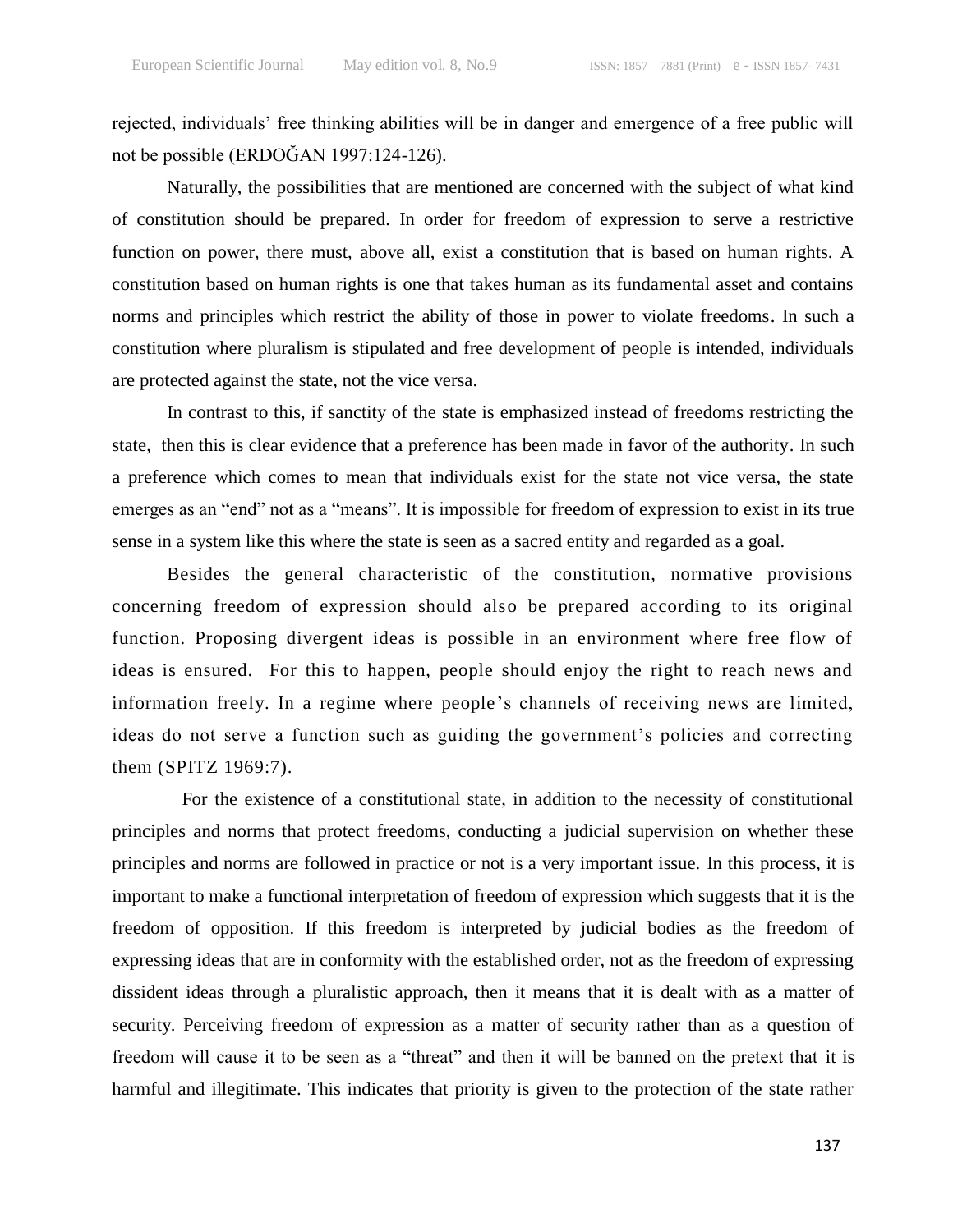rejected, individuals' free thinking abilities will be in danger and emergence of a free public will not be possible (ERDOĞAN 1997:124-126).

Naturally, the possibilities that are mentioned are concerned with the subject of what kind of constitution should be prepared. In order for freedom of expression to serve a restrictive function on power, there must, above all, exist a constitution that is based on human rights. A constitution based on human rights is one that takes human as its fundamental asset and contains norms and principles which restrict the ability of those in power to violate freedoms. In such a constitution where pluralism is stipulated and free development of people is intended, individuals are protected against the state, not the vice versa.

In contrast to this, if sanctity of the state is emphasized instead of freedoms restricting the state, then this is clear evidence that a preference has been made in favor of the authority. In such a preference which comes to mean that individuals exist for the state not vice versa, the state emerges as an "end" not as a "means". It is impossible for freedom of expression to exist in its true sense in a system like this where the state is seen as a sacred entity and regarded as a goal.

Besides the general characteristic of the constitution, normative provisions concerning freedom of expression should also be prepared according to its original function. Proposing divergent ideas is possible in an environment where free flow of ideas is ensured. For this to happen, people should enjoy the right to reach news and information freely. In a regime where people's channels of receiving news are limited, ideas do not serve a function such as guiding the government's policies and correcting them (SPITZ 1969:7).

For the existence of a constitutional state, in addition to the necessity of constitutional principles and norms that protect freedoms, conducting a judicial supervision on whether these principles and norms are followed in practice or not is a very important issue. In this process, it is important to make a functional interpretation of freedom of expression which suggests that it is the freedom of opposition. If this freedom is interpreted by judicial bodies as the freedom of expressing ideas that are in conformity with the established order, not as the freedom of expressing dissident ideas through a pluralistic approach, then it means that it is dealt with as a matter of security. Perceiving freedom of expression as a matter of security rather than as a question of freedom will cause it to be seen as a "threat" and then it will be banned on the pretext that it is harmful and illegitimate. This indicates that priority is given to the protection of the state rather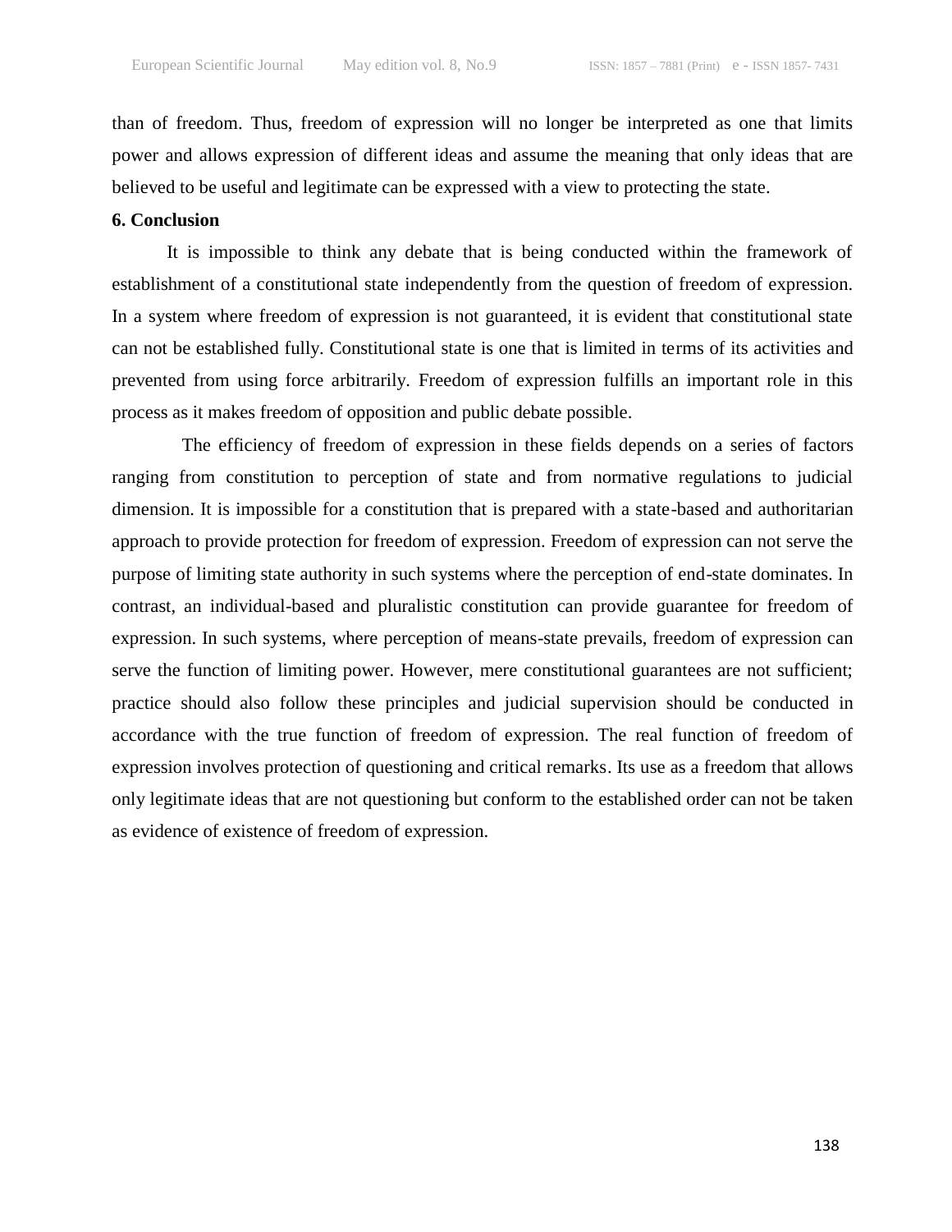than of freedom. Thus, freedom of expression will no longer be interpreted as one that limits power and allows expression of different ideas and assume the meaning that only ideas that are believed to be useful and legitimate can be expressed with a view to protecting the state.

## 6. Conclusion

It is impossible to think any debate that is being conducted within the framework of establishment of a constitutional state independently from the question of freedom of expression. In a system where freedom of expression is not guaranteed, it is evident that constitutional state can not be established fully. Constitutional state is one that is limited in terms of its activities and prevented from using force arbitrarily. Freedom of expression fulfills an important role in this process as it makes freedom of opposition and public debate possible.

The efficiency of freedom of expression in these fields depends on a series of factors ranging from constitution to perception of state and from normative regulations to judicial dimension. It is impossible for a constitution that is prepared with a state-based and authoritarian approach to provide protection for freedom of expression. Freedom of expression can not serve the purpose of limiting state authority in such systems where the perception of end-state dominates. In contrast, an individual-based and pluralistic constitution can provide guarantee for freedom of expression. In such systems, where perception of means-state prevails, freedom of expression can serve the function of limiting power. However, mere constitutional guarantees are not sufficient; practice should also follow these principles and judicial supervision should be conducted in accordance with the true function of freedom of expression. The real function of freedom of expression involves protection of questioning and critical remarks. Its use as a freedom that allows only legitimate ideas that are not questioning but conform to the established order can not be taken as evidence of existence of freedom of expression.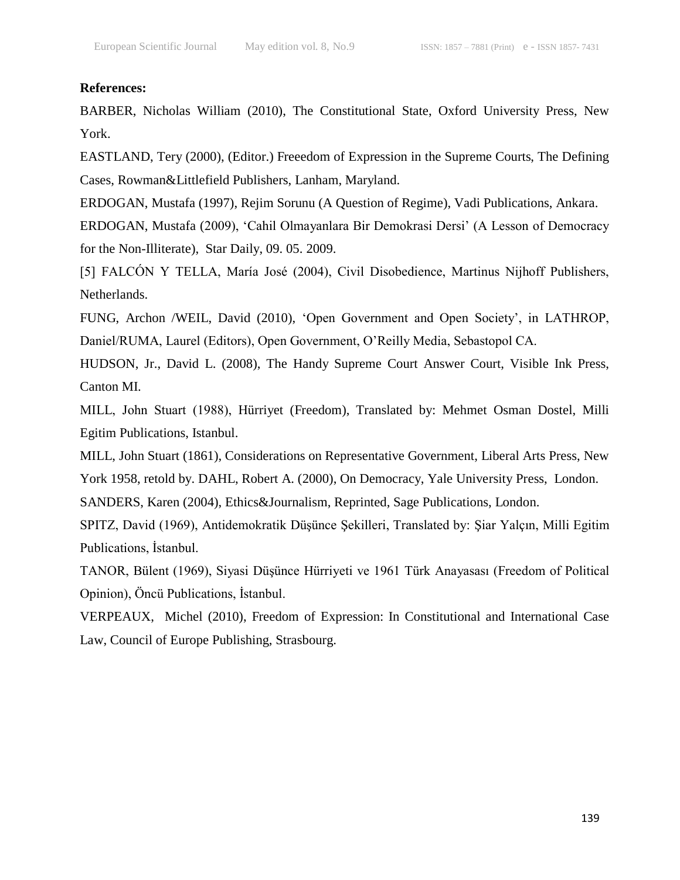**References:**

BARBER, Nicholas William (2010), The Constitutional State, Oxford University Press, New York.

EASTLAND, Tery (2000), (Editor.) Freeedom of Expression in the Supreme Courts, The Defining Cases, Rowman&Littlefield Publishers, Lanham, Maryland.

ERDOGAN, Mustafa (1997), Rejim Sorunu (A Question of Regime), Vadi Publications, Ankara.

ERDOGAN, Mustafa (2009), 'Cahil Olmayanlara Bir Demokrasi Dersi' (A Lesson of Democracy for the Non-Illiterate), Star Daily, 09. 05. 2009.

[5] FALCÓN Y TELLA, María José (2004), Civil Disobedience, Martinus Nijhoff Publishers, Netherlands.

FUNG, Archon /WEIL, David (2010), 'Open Government and Open Society', in LATHROP, Daniel/RUMA, Laurel (Editors), Open Government, O'Reilly Media, Sebastopol CA.

HUDSON, Jr., David L. (2008), The Handy Supreme Court Answer Court, Visible Ink Press, Canton MI.

MILL, John Stuart (1988), Hürriyet (Freedom), Translated by: Mehmet Osman Dostel, Milli Egitim Publications, Istanbul.

MILL, John Stuart (1861), Considerations on Representative Government, Liberal Arts Press, New York 1958, retold by. DAHL, Robert A. (2000), On Democracy, Yale University Press, London.

SANDERS, Karen (2004), Ethics&Journalism, Reprinted, Sage Publications, London.

SPITZ, David (1969), Antidemokratik Düşünce Şekilleri, Translated by: Şiar Yalçın, Milli Egitim Publications, İstanbul.

TANOR, Bülent (1969), Siyasi Düşünce Hürriyeti ve 1961 Türk Anayasası (Freedom of Political Opinion), Öncü Publications, İstanbul.

VERPEAUX, Michel (2010), Freedom of Expression: In Constitutional and International Case Law, Council of Europe Publishing, Strasbourg.